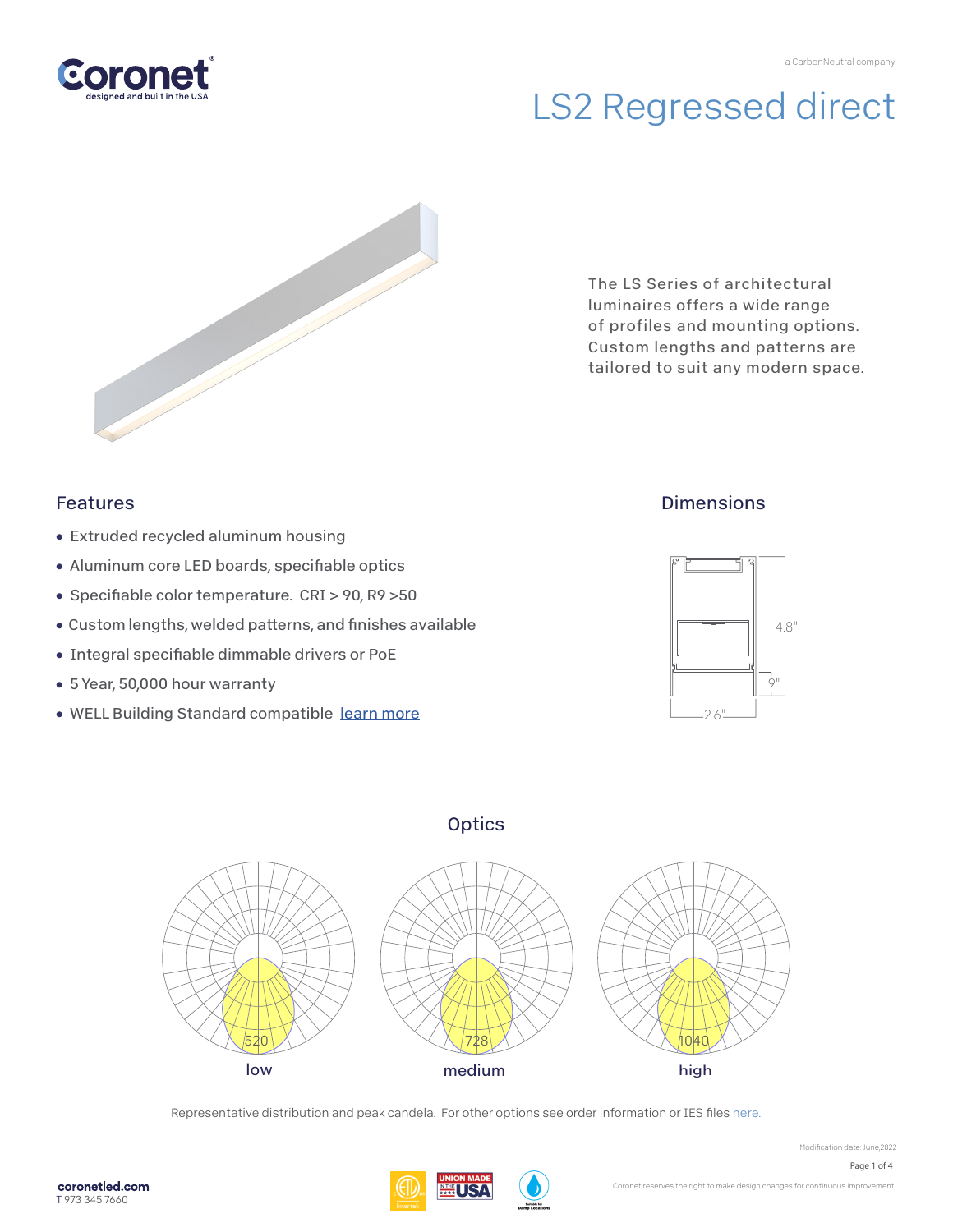# LS2 Regressed direct

a CarbonNeutral company

The LS Series of architectural luminaires offers a wide range of profiles and mounting options. Custom lengths and patterns are tailored to suit any modern space.

## Features

- Extruded recycled aluminum housing
- Aluminum core LED boards, specifiable optics
- Specifiable color temperature. CRI > 90, R9 >50
- Custom lengths, welded patterns, and finishes available
- Integral specifiable dimmable drivers or PoE
- 5 Year, 50,000 hour warranty
- WELL Building Standard compatible learn more

## Dimensions

4.8"

.9"

2.6"

## Optics

520 — low

728 — medium

1040 — high

Representative distribution and peak candela. For other options see order information or IES files here.

Modification date: June,2022

coronetled.com
T 973 345 7660

Coronet reserves the right to make design changes for continuous improvement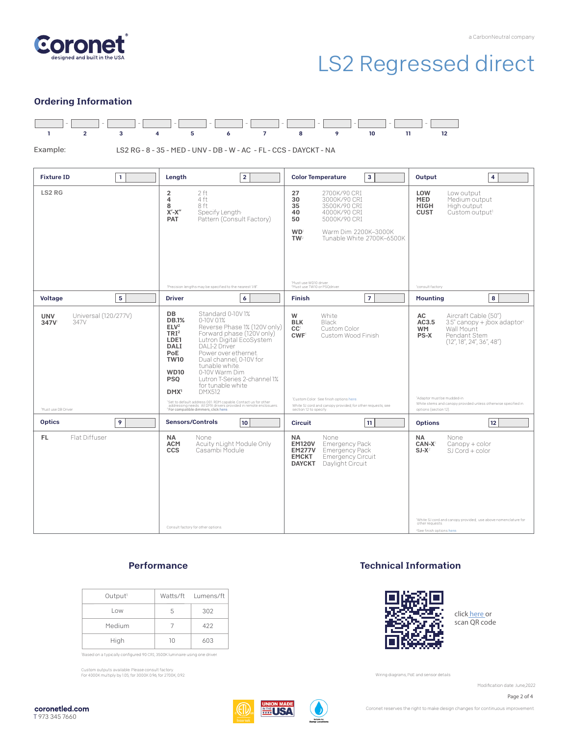# LS2 Regressed direct

## Ordering Information

| 1 | 2 | 3 | 4 | 5 | 6 | 7 | 8 | 9 | 10 | 11 | 12 |
|---|---|---|---|---|---|---|---|---|---|---|---|
| | | | | | | | | | | | |

Example: LS2 RG - 8 - 35 - MED - UNV - DB - W - AC - FL - CCS - DAYCKT - NA

### Fixture ID [1]

**LS2 RG**

### Length [2]

- **2** 2 ft
- **4** 4 ft
- **8** 8 ft
- **X'-X"** Specify Length[1]
- **PAT** Pattern (Consult Factory)

[1]Precision lengths may be specified to the nearest 1/8"

### Color Temperature [3]

- **27** 2700K/90 CRI
- **30** 3000K/90 CRI
- **35** 3500K/90 CRI
- **40** 4000K/90 CRI
- **50** 5000K/90 CRI
- **WD**[1] Warm Dim 2200K–3000K
- **TW**[2] Tunable White 2700K–6500K

[1]Must use WD10 driver
[2]Must use TW10 or PSQdriver

### Output [4]

- **LOW** Low output
- **MED** Medium output
- **HIGH** High output
- **CUST** Custom output[1]

[1]consult factory

### Voltage [5]

- **UNV** Universal (120/277V)
- **347V**[1] 347V

[1]Must use DB Driver

### Driver [6]

- **DB** Standard 0-10V 1%
- **DB.1%** 0-10V 0.1%
- **ELV**[2] Reverse Phase 1% (120V only)
- **TRI**[2] Forward phase (120V only)
- **LDE1** Lutron Digital EcoSystem
- **DALI** DALI-2 Driver
- **PoE** Power over ethernet
- **TW10** Dual channel, 0-10V for tunable white
- **WD10** 0-10V Warm Dim
- **PSQ** Lutron T-Series 2-channel 1% for tunable white
- **DMX**[1] DMX512

[1]Set to default address 001. RDM capable. Contact us for other addressing needs. All DMX drivers provided in remote enclosures.
[2]For compatible dimmers, click here

### Finish [7]

- **W** White
- **BLK** Black
- **CC**[1] Custom Color
- **CWF**[1] Custom Wood Finish

[1]Custom Color. See finish options here
White SJ cord and canopy provided; for other requests, see section 12 to specify

### Mounting [8]

- **AC** Aircraft Cable (50")
- **AC3.5** 3.5" canopy + jbox adaptor[1]
- **WM** Wall Mount
- **PS-X** Pendant Stem (12", 18", 24", 36", 48")

[1]Adaptor must be mudded-in
White stems and canopy provided unless otherwise specified in options (section 12)

### Optics [9]

- **FL** Flat Diffuser

### Sensors/Controls [10]

- **NA** None
- **ACM** Acuity nLight Module Only
- **CCS** Casambi Module

Consult factory for other options

### Circuit [11]

- **NA** None
- **EM120V** Emergency Pack
- **EM277V** Emergency Pack
- **EMCKT** Emergency Circuit
- **DAYCKT** Daylight Circuit

### Options [12]

- **NA** None
- **CAN-X**[1] Canopy + color
- **SJ-X**[2] SJ Cord + color

[1]White SJ cord and canopy provided; use above nomenclature for other requests.
[2]See finish options here.

## Performance

| Output[1] | Watts/ft | Lumens/ft |
|---|---|---|
| Low | 5 | 302 |
| Medium | 7 | 422 |
| High | 10 | 603 |

[1]Based on a typically configured 90 CRI, 3500K luminaire using one driver

Custom outputs available. Please consult factory.
For 4000K multiply by 1.05; for 3000K 0.96, for 2700K, 0.92

## Technical Information

click here or scan QR code

Wiring diagrams, PoE and sensor details

Modification date: June,2022

coronetled.com
T 973 345 7660

Coronet reserves the right to make design changes for continuous improvement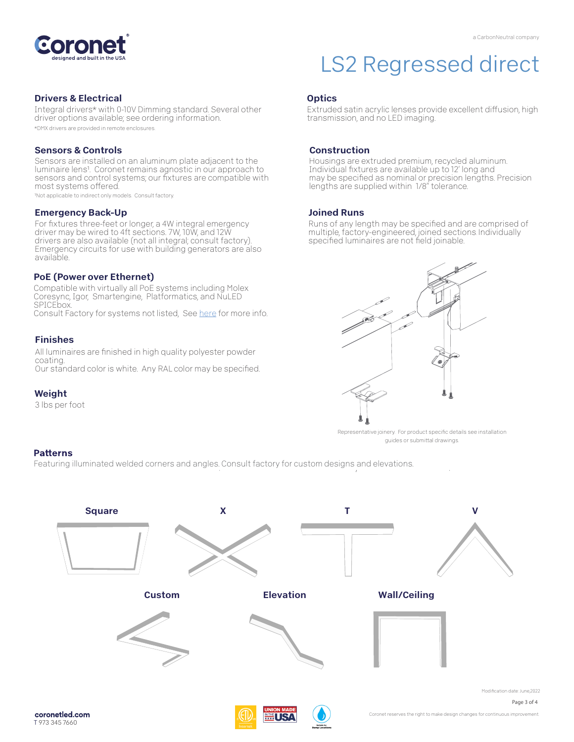# LS2 Regressed direct

## Drivers & Electrical

Integral drivers* with 0-10V Dimming standard. Several other driver options available; see ordering information.

*DMX drivers are provided in remote enclosures.

## Sensors & Controls

Sensors are installed on an aluminum plate adjacent to the luminaire lens[1]. Coronet remains agnostic in our approach to sensors and control systems; our fixtures are compatible with most systems offered.

[1]Not applicable to indirect only models. Consult factory.

## Emergency Back-Up

For fixtures three-feet or longer, a 4W integral emergency driver may be wired to 4ft sections. 7W, 10W, and 12W drivers are also available (not all integral; consult factory). Emergency circuits for use with building generators are also available.

## PoE (Power over Ethernet)

Compatible with virtually all PoE systems including Molex Coresync, Igor, Smartengine, Platformatics, and NuLED SPICEbox.
Consult Factory for systems not listed, See here for more info.

## Finishes

All luminaires are finished in high quality polyester powder coating.
Our standard color is white. Any RAL color may be specified.

## Weight

3 lbs per foot

## Optics

Extruded satin acrylic lenses provide excellent diffusion, high transmission, and no LED imaging.

## Construction

Housings are extruded premium, recycled aluminum. Individual fixtures are available up to 12' long and may be specified as nominal or precision lengths. Precision lengths are supplied within 1/8" tolerance.

## Joined Runs

Runs of any length may be specified and are comprised of multiple, factory-engineered, joined sections Individually specified luminaires are not field joinable.

Representative joinery. For product specific details see installation guides or submittal drawings.

## Patterns

Featuring illuminated welded corners and angles. Consult factory for custom designs and elevations.

Square | X | T | V | Custom | Elevation | Wall/Ceiling

coronetled.com
T 973 345 7660

Modification date: June,2022

Coronet reserves the right to make design changes for continuous improvement.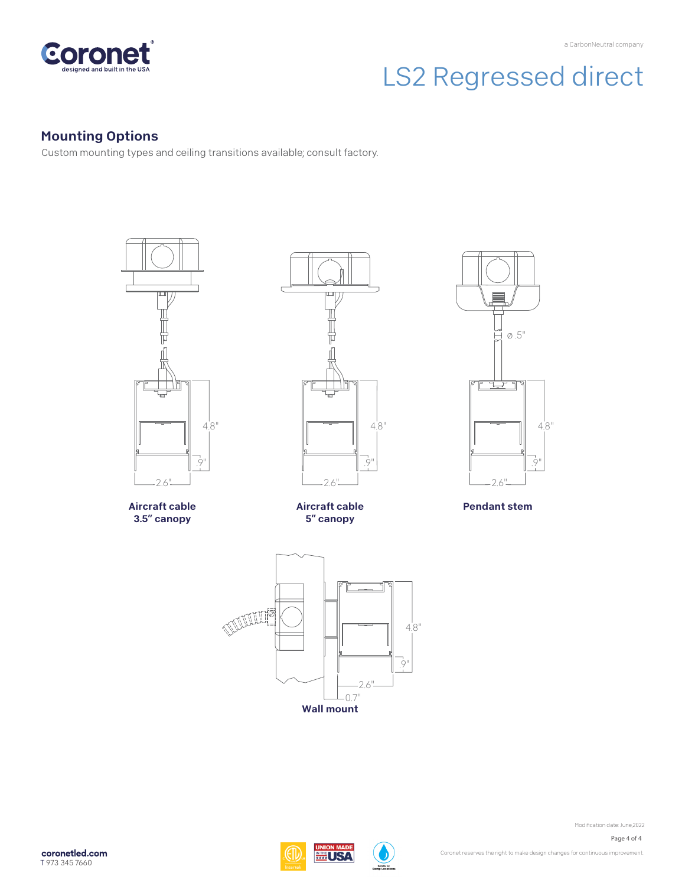# LS2 Regressed direct

## Mounting Options

Custom mounting types and ceiling transitions available; consult factory.

4.8"
.9"
2.6"

**Aircraft cable 3.5" canopy**

4.8"
.9"
2.6"

**Aircraft cable 5" canopy**

ø .5"
4.8"
.9"
2.6"

**Pendant stem**

4.8"
.9"
2.6"
0.7"

**Wall mount**

Modification date: June,2022

Coronet reserves the right to make design changes for continuous improvement

**coronetled.com**
T 973 345 7660